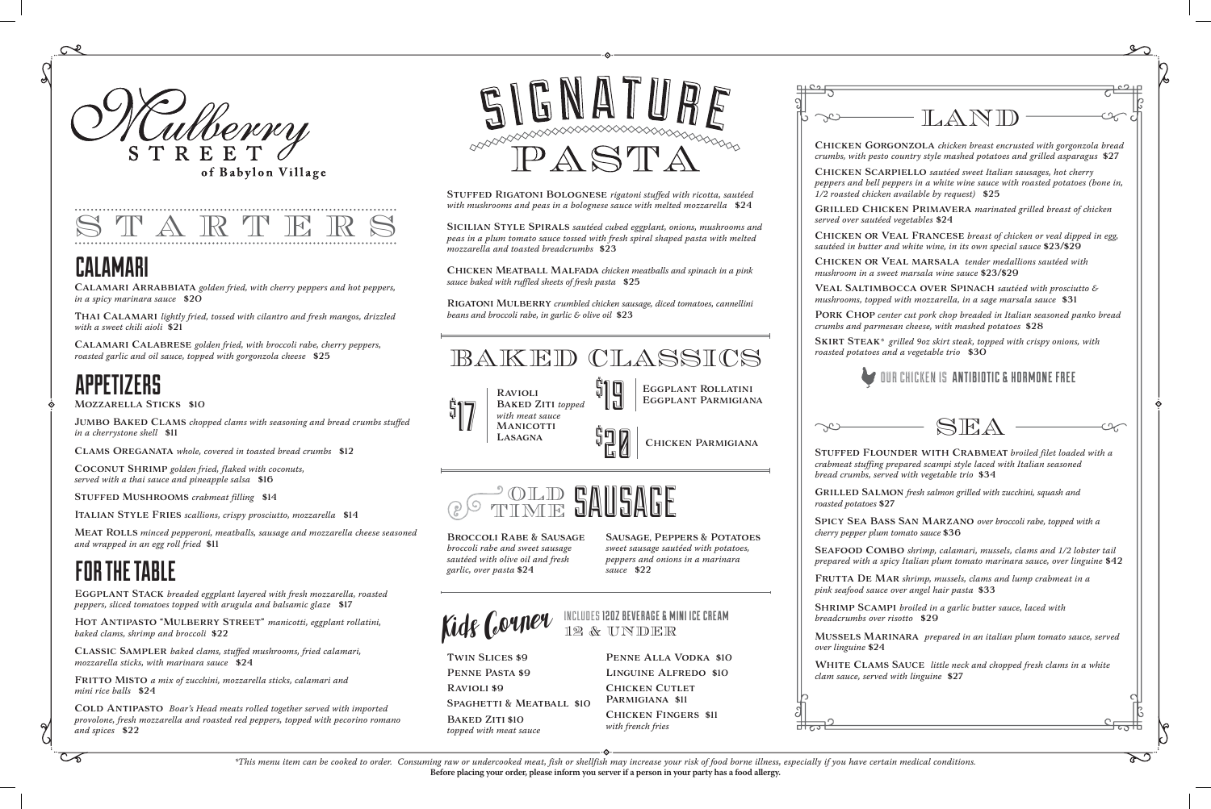# Mulberry Street
## of Babylon Village

# STARTERS

## CALAMARI

**Calamari Arrabbiata** *golden fried, with cherry peppers and hot peppers, in a spicy marinara sauce* **$20**

**Thai Calamari** *lightly fried, tossed with cilantro and fresh mangos, drizzled with a sweet chili aioli* **$21**

**Calamari Calabrese** *golden fried, with broccoli rabe, cherry peppers, roasted garlic and oil sauce, topped with gorgonzola cheese* **$25**

## APPETIZERS

**Mozzarella Sticks** **$10**

**Jumbo Baked Clams** *chopped clams with seasoning and bread crumbs stuffed in a cherrystone shell* **$11**

**Clams Oreganata** *whole, covered in toasted bread crumbs* **$12**

**Coconut Shrimp** *golden fried, flaked with coconuts, served with a thai sauce and pineapple salsa* **$16**

**Stuffed Mushrooms** *crabmeat filling* **$14**

**Italian Style Fries** *scallions, crispy prosciutto, mozzarella* **$14**

**Meat Rolls** *minced pepperoni, meatballs, sausage and mozzarella cheese seasoned and wrapped in an egg roll fried* **$11**

## FOR THE TABLE

**Eggplant Stack** *breaded eggplant layered with fresh mozzarella, roasted peppers, sliced tomatoes topped with arugula and balsamic glaze* **$17**

**Hot Antipasto "Mulberry Street"** *manicotti, eggplant rollatini, baked clams, shrimp and broccoli* **$22**

**Classic Sampler** *baked clams, stuffed mushrooms, fried calamari, mozzarella sticks, with marinara sauce* **$24**

**Fritto Misto** *a mix of zucchini, mozzarella sticks, calamari and mini rice balls* **$24**

**Cold Antipasto** *Boar's Head meats rolled together served with imported provolone, fresh mozzarella and roasted red peppers, topped with pecorino romano and spices* **$22**

# SIGNATURE PASTA

**Stuffed Rigatoni Bolognese** *rigatoni stuffed with ricotta, sautéed with mushrooms and peas in a bolognese sauce with melted mozzarella* **$24**

**Sicilian Style Spirals** *sautéed cubed eggplant, onions, mushrooms and peas in a plum tomato sauce tossed with fresh spiral shaped pasta with melted mozzarella and toasted breadcrumbs* **$23**

**Chicken Meatball Malfada** *chicken meatballs and spinach in a pink sauce baked with ruffled sheets of fresh pasta* **$25**

**Rigatoni Mulberry** *crumbled chicken sausage, diced tomatoes, cannellini beans and broccoli rabe, in garlic & olive oil* **$23**

# BAKED CLASSICS

**$17**
- Ravioli
- Baked Ziti *topped with meat sauce*
- Manicotti
- Lasagna

**$19**
- Eggplant Rollatini
- Eggplant Parmigiana

**$20**
- Chicken Parmigiana

# OLD TIME SAUSAGE

**Broccoli Rabe & Sausage** *broccoli rabe and sweet sausage sautéed with olive oil and fresh garlic, over pasta* **$24**

**Sausage, Peppers & Potatoes** *sweet sausage sautéed with potatoes, peppers and onions in a marinara sauce* **$22**

# Kids Corner
INCLUDES 12OZ BEVERAGE & MINI ICE CREAM
12 & UNDER

- Twin Slices $9
- Penne Pasta $9
- Ravioli $9
- Spaghetti & Meatball $10
- Baked Ziti $10 *topped with meat sauce*
- Penne Alla Vodka $10
- Linguine Alfredo $10
- Chicken Cutlet Parmigiana $11
- Chicken Fingers $11 *with french fries*

# LAND

**Chicken Gorgonzola** *chicken breast encrusted with gorgonzola bread crumbs, with pesto country style mashed potatoes and grilled asparagus* **$27**

**Chicken Scarpiello** *sautéed sweet Italian sausages, hot cherry peppers and bell peppers in a white wine sauce with roasted potatoes (bone in, 1/2 roasted chicken available by request)* **$25**

**Grilled Chicken Primavera** *marinated grilled breast of chicken served over sautéed vegetables* **$24**

**Chicken or Veal Francese** *breast of chicken or veal dipped in egg, sautéed in butter and white wine, in its own special sauce* **$23/$29**

**Chicken or Veal Marsala** *tender medallions sautéed with mushroom in a sweet marsala wine sauce* **$23/$29**

**Veal Saltimbocca over Spinach** *sautéed with prosciutto & mushrooms, topped with mozzarella, in a sage marsala sauce* **$31**

**Pork Chop** *center cut pork chop breaded in Italian seasoned panko bread crumbs and parmesan cheese, with mashed potatoes* **$28**

**Skirt Steak*** *grilled 9oz skirt steak, topped with crispy onions, with roasted potatoes and a vegetable trio* **$30**

OUR CHICKEN IS ANTIBIOTIC & HORMONE FREE

# SEA

**Stuffed Flounder with Crabmeat** *broiled filet loaded with a crabmeat stuffing prepared scampi style laced with Italian seasoned bread crumbs, served with vegetable trio* **$34**

**Grilled Salmon** *fresh salmon grilled with zucchini, squash and roasted potatoes* **$27**

**Spicy Sea Bass San Marzano** *over broccoli rabe, topped with a cherry pepper plum tomato sauce* **$36**

**Seafood Combo** *shrimp, calamari, mussels, clams and 1/2 lobster tail prepared with a spicy Italian plum tomato marinara sauce, over linguine* **$42**

**Frutta De Mar** *shrimp, mussels, clams and lump crabmeat in a pink seafood sauce over angel hair pasta* **$33**

**Shrimp Scampi** *broiled in a garlic butter sauce, laced with breadcrumbs over risotto* **$29**

**Mussels Marinara** *prepared in an italian plum tomato sauce, served over linguine* **$24**

**White Clams Sauce** *little neck and chopped fresh clams in a white clam sauce, served with linguine* **$27**

*\*This menu item can be cooked to order. Consuming raw or undercooked meat, fish or shellfish may increase your risk of food borne illness, especially if you have certain medical conditions.*

**Before placing your order, please inform you server if a person in your party has a food allergy.**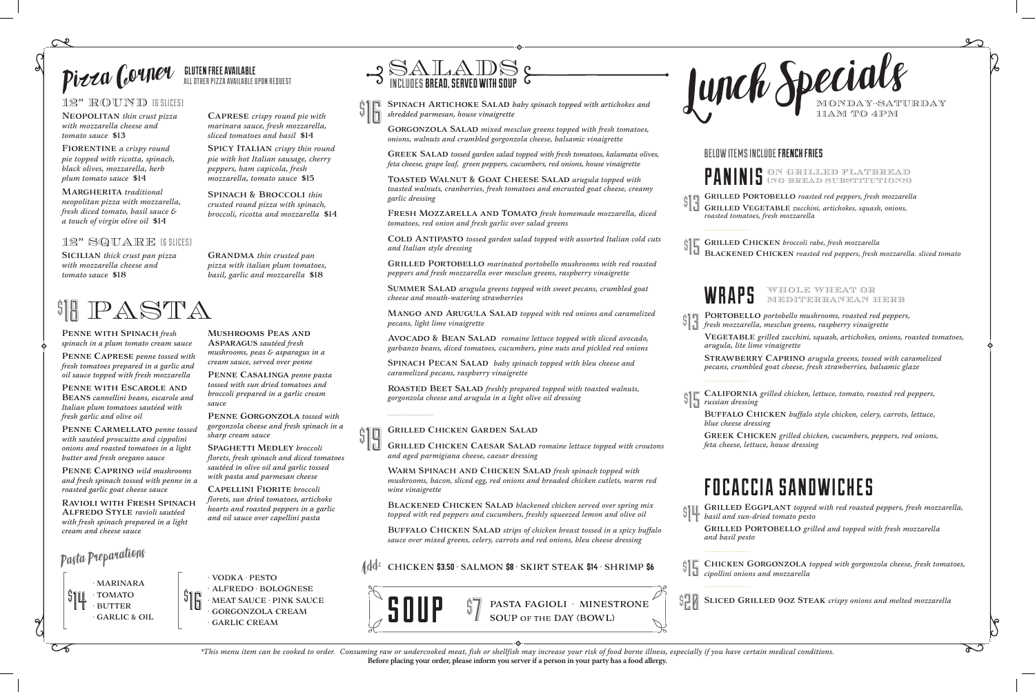# Pizza Corner

**GLUTEN FREE AVAILABLE**
ALL OTHER PIZZA AVAILABLE UPON REQUEST

## 12" ROUND (6 SLICES)

**NEOPOLITAN** *thin crust pizza with mozzarella cheese and tomato sauce* **$13**

**FIORENTINE** *a crispy round pie topped with ricotta, spinach, black olives, mozzarella, herb plum tomato sauce* **$14**

**MARGHERITA** *traditional neopolitan pizza with mozzarella, fresh diced tomato, basil sauce & a touch of virgin olive oil* **$14**

**CAPRESE** *crispy round pie with marinara sauce, fresh mozzarella, sliced tomatoes and basil* **$14**

**SPICY ITALIAN** *crispy thin round pie with hot Italian sausage, cherry peppers, ham capicola, fresh mozzarella, tomato sauce* **$15**

**SPINACH & BROCCOLI** *thin crusted round pizza with spinach, broccoli, ricotta and mozzarella* **$14**

## 12" SQUARE (6 SLICES)

**SICILIAN** *thick crust pan pizza with mozzarella cheese and tomato sauce* **$18**

**GRANDMA** *thin crusted pan pizza with italian plum tomatoes, basil, garlic and mozzarella* **$18**

# $18 PASTA

**PENNE WITH SPINACH** *fresh spinach in a plum tomato cream sauce*

**PENNE CAPRESE** *penne tossed with fresh tomatoes prepared in a garlic and oil sauce topped with fresh mozzarella*

**PENNE WITH ESCAROLE AND BEANS** *cannellini beans, escarole and Italian plum tomatoes sautéed with fresh garlic and olive oil*

**PENNE CARMELLATO** *penne tossed with sautéed proscuitto and cippolini onions and roasted tomatoes in a light butter and fresh oregano sauce*

**PENNE CAPRINO** *wild mushrooms and fresh spinach tossed with penne in a roasted garlic goat cheese sauce*

**RAVIOLI WITH FRESH SPINACH ALFREDO STYLE** *ravioli sautéed with fresh spinach prepared in a light cream and cheese sauce*

**MUSHROOMS PEAS AND ASPARAGUS** *sautéed fresh mushrooms, peas & asparagus in a cream sauce, served over penne*

**PENNE CASALINGA** *penne pasta tossed with sun dried tomatoes and broccoli prepared in a garlic cream sauce*

**PENNE GORGONZOLA** *tossed with gorgonzola cheese and fresh spinach in a sharp cream sauce*

**SPAGHETTI MEDLEY** *broccoli florets, fresh spinach and diced tomatoes sautéed in olive oil and garlic tossed with pasta and parmesan cheese*

**CAPELLINI FIORITE** *broccoli florets, sun dried tomatoes, artichoke hearts and roasted peppers in a garlic and oil sauce over capellini pasta*

## Pasta Preparations

**$14**
- MARINARA
- TOMATO
- BUTTER
- GARLIC & OIL

**$16**
- VODKA · PESTO
- ALFREDO · BOLOGNESE
- MEAT SAUCE · PINK SAUCE
- GORGONZOLA CREAM
- GARLIC CREAM

# SALADS

**INCLUDES BREAD, SERVED WITH SOUP**

**$16**

**SPINACH ARTICHOKE SALAD** *baby spinach topped with artichokes and shredded parmesan, house vinaigrette*

**GORGONZOLA SALAD** *mixed mesclun greens topped with fresh tomatoes, onions, walnuts and crumbled gorgonzola cheese, balsamic vinaigrette*

**GREEK SALAD** *tossed garden salad topped with fresh tomatoes, kalamata olives, feta cheese, grape leaf, green peppers, cucumbers, red onions, house vinaigrette*

**TOASTED WALNUT & GOAT CHEESE SALAD** *arugula topped with toasted walnuts, cranberries, fresh tomatoes and encrusted goat cheese, creamy garlic dressing*

**FRESH MOZZARELLA AND TOMATO** *fresh homemade mozzarella, diced tomatoes, red onion and fresh garlic over salad greens*

**COLD ANTIPASTO** *tossed garden salad topped with assorted Italian cold cuts and Italian style dressing*

**GRILLED PORTOBELLO** *marinated portobello mushrooms with red roasted peppers and fresh mozzarella over mesclun greens, raspberry vinaigrette*

**SUMMER SALAD** *arugula greens topped with sweet pecans, crumbled goat cheese and mouth-watering strawberries*

**MANGO AND ARUGULA SALAD** *topped with red onions and caramelized pecans, light lime vinaigrette*

**AVOCADO & BEAN SALAD** *romaine lettuce topped with sliced avocado, garbanzo beans, diced tomatoes, cucumbers, pine nuts and pickled red onions*

**SPINACH PECAN SALAD** *baby spinach topped with bleu cheese and caramelized pecans, raspberry vinaigrette*

**ROASTED BEET SALAD** *freshly prepared topped with toasted walnuts, gorgonzola cheese and arugula in a light olive oil dressing*

**$19**

**GRILLED CHICKEN GARDEN SALAD**

**GRILLED CHICKEN CAESAR SALAD** *romaine lettuce topped with croutons and aged parmigiana cheese, caesar dressing*

**WARM SPINACH AND CHICKEN SALAD** *fresh spinach topped with mushrooms, bacon, sliced egg, red onions and breaded chicken cutlets, warm red wine vinaigrette*

**BLACKENED CHICKEN SALAD** *blackened chicken served over spring mix topped with red peppers and cucumbers, freshly squeezed lemon and olive oil*

**BUFFALO CHICKEN SALAD** *strips of chicken breast tossed in a spicy buffalo sauce over mixed greens, celery, carrots and red onions, bleu cheese dressing*

**Add:** CHICKEN **$3.50** · SALMON **$8** · SKIRT STEAK **$14** · SHRIMP **$6**

# SOUP $7

PASTA FAGIOLI · MINESTRONE
SOUP OF THE DAY (BOWL)

# Lunch Specials

MONDAY-SATURDAY
11AM TO 4PM

**BELOW ITEMS INCLUDE FRENCH FRIES**

## PANINIS ON GRILLED FLATBREAD (NO BREAD SUBSTITUTIONS)

**$13**

**GRILLED PORTOBELLO** *roasted red peppers, fresh mozzarella*

**GRILLED VEGETABLE** *zucchini, artichokes, squash, onions, roasted tomatoes, fresh mozzarella*

**$15**

**GRILLED CHICKEN** *broccoli rabe, fresh mozzarella*

**BLACKENED CHICKEN** *roasted red peppers, fresh mozzarella. sliced tomato*

## WRAPS WHOLE WHEAT OR MEDITERRANEAN HERB

**$13**

**PORTOBELLO** *portobello mushrooms, roasted red peppers, fresh mozzarella, mesclun greens, raspberry vinaigrette*

**VEGETABLE** *grilled zucchini, squash, artichokes, onions, roasted tomatoes, arugula, lite lime vinaigrette*

**STRAWBERRY CAPRINO** *arugula greens, tossed with caramelized pecans, crumbled goat cheese, fresh strawberries, balsamic glaze*

**$15**

**CALIFORNIA** *grilled chicken, lettuce, tomato, roasted red peppers, russian dressing*

**BUFFALO CHICKEN** *buffalo style chicken, celery, carrots, lettuce, blue cheese dressing*

**GREEK CHICKEN** *grilled chicken, cucumbers, peppers, red onions, feta cheese, lettuce, house dressing*

## FOCACCIA SANDWICHES

**$14**

**GRILLED EGGPLANT** *topped with red roasted peppers, fresh mozzarella, basil and sun-dried tomato pesto*

**GRILLED PORTOBELLO** *grilled and topped with fresh mozzarella and basil pesto*

**$15**

**CHICKEN GORGONZOLA** *topped with gorgonzola cheese, fresh tomatoes, cipollini onions and mozzarella*

**$20**

**SLICED GRILLED 9OZ STEAK** *crispy onions and melted mozzarella*

*\*This menu item can be cooked to order. Consuming raw or undercooked meat, fish or shellfish may increase your risk of food borne illness, especially if you have certain medical conditions.*
**Before placing your order, please inform you server if a person in your party has a food allergy.**